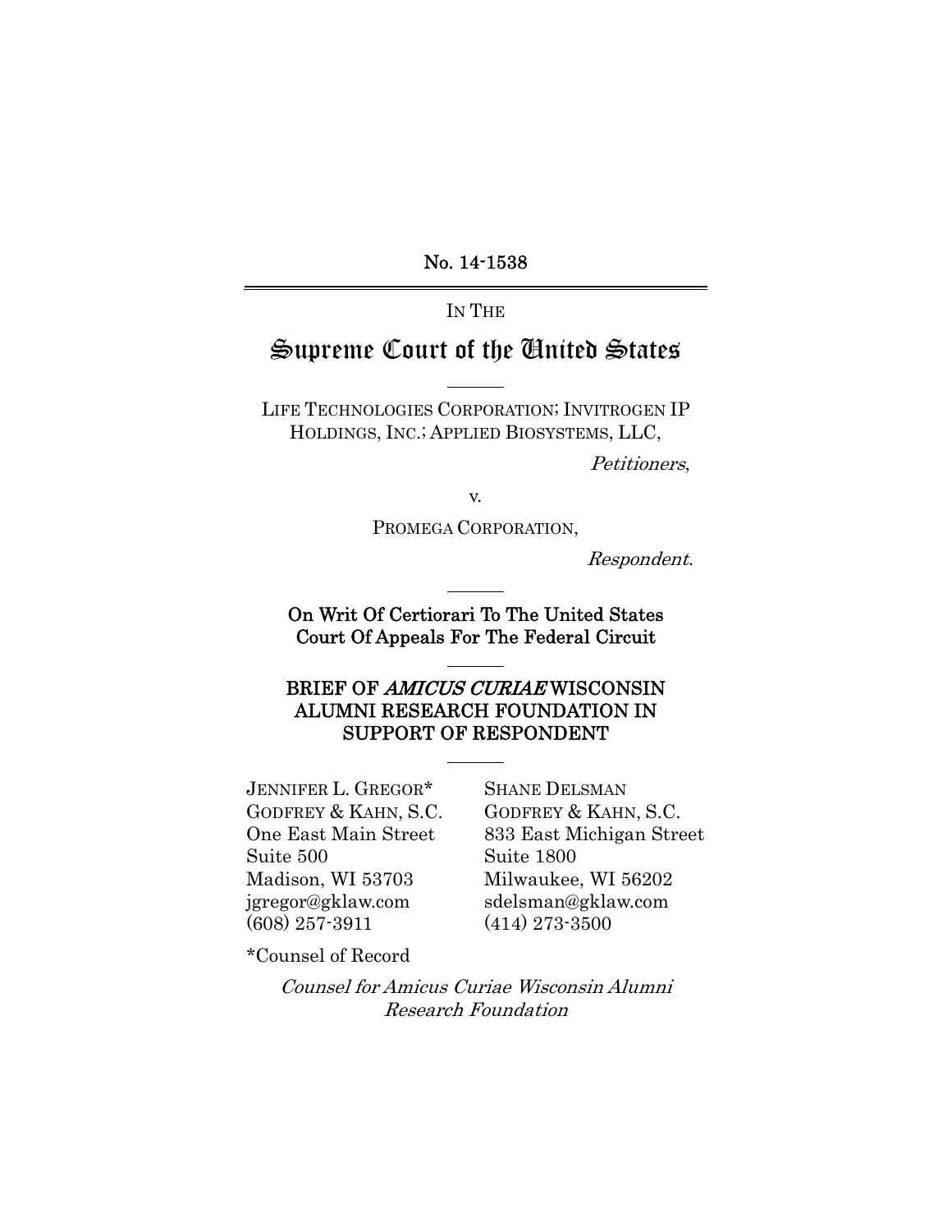No. 14-1538

IN THE

# Supreme Court of the United States

LIFE TECHNOLOGIES CORPORATION; INVITROGEN IP HOLDINGS, INC.; APPLIED BIOSYSTEMS, LLC,

*Petitioners*,

v.

PROMEGA CORPORATION,

*Respondent*.

**On Writ Of Certiorari To The United States Court Of Appeals For The Federal Circuit**

**BRIEF OF *AMICUS CURIAE* WISCONSIN ALUMNI RESEARCH FOUNDATION IN SUPPORT OF RESPONDENT**

JENNIFER L. GREGOR*
GODFREY & KAHN, S.C.
One East Main Street
Suite 500
Madison, WI 53703
jgregor@gklaw.com
(608) 257-3911

SHANE DELSMAN
GODFREY & KAHN, S.C.
833 East Michigan Street
Suite 1800
Milwaukee, WI 56202
sdelsman@gklaw.com
(414) 273-3500

*Counsel of Record

*Counsel for Amicus Curiae Wisconsin Alumni Research Foundation*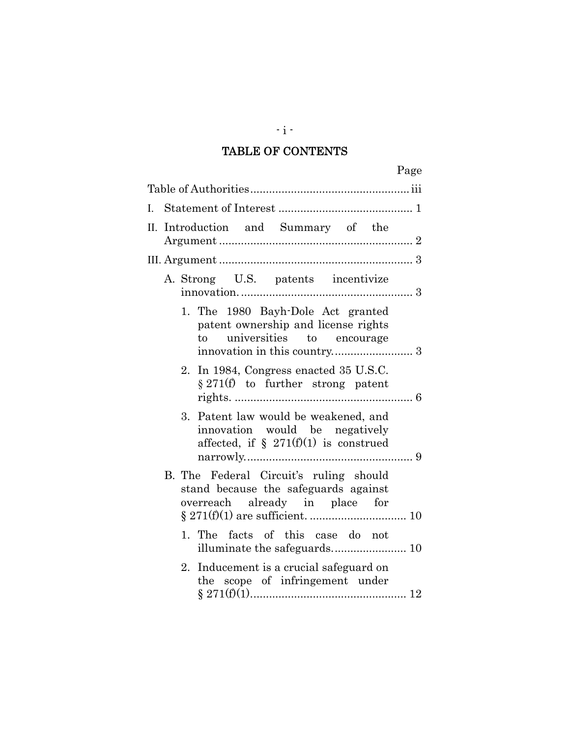# TABLE OF CONTENTS

| | Page |
|---|---|
| Table of Authorities | iii |
| I. Statement of Interest | 1 |
| II. Introduction and Summary of the Argument | 2 |
| III. Argument | 3 |
| A. Strong U.S. patents incentivize innovation. | 3 |
| 1. The 1980 Bayh-Dole Act granted patent ownership and license rights to universities to encourage innovation in this country. | 3 |
| 2. In 1984, Congress enacted 35 U.S.C. § 271(f) to further strong patent rights. | 6 |
| 3. Patent law would be weakened, and innovation would be negatively affected, if § 271(f)(1) is construed narrowly. | 9 |
| B. The Federal Circuit's ruling should stand because the safeguards against overreach already in place for § 271(f)(1) are sufficient. | 10 |
| 1. The facts of this case do not illuminate the safeguards. | 10 |
| 2. Inducement is a crucial safeguard on the scope of infringement under § 271(f)(1). | 12 |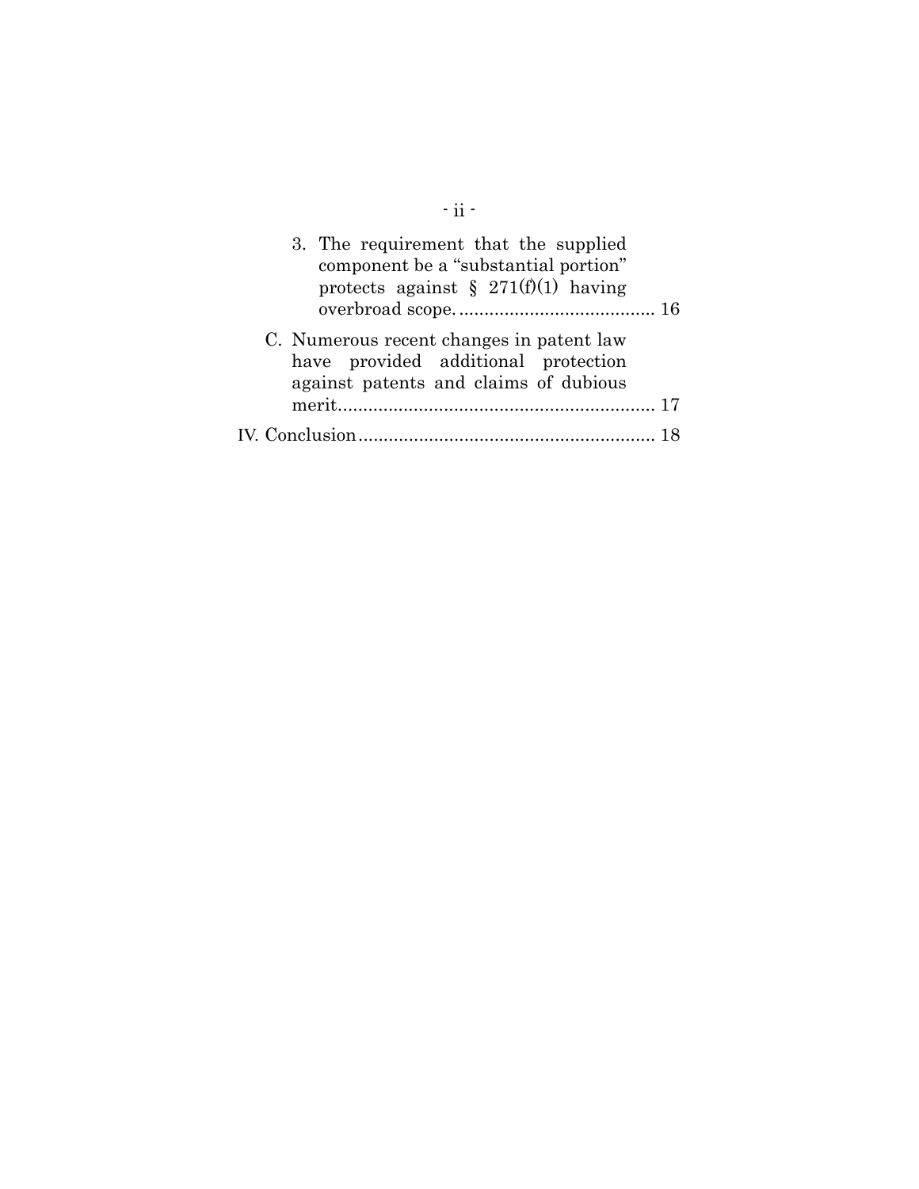3. The requirement that the supplied component be a "substantial portion" protects against § 271(f)(1) having overbroad scope. ........................................ 16

C. Numerous recent changes in patent law have provided additional protection against patents and claims of dubious merit................................................................ 17

IV. Conclusion........................................................... 18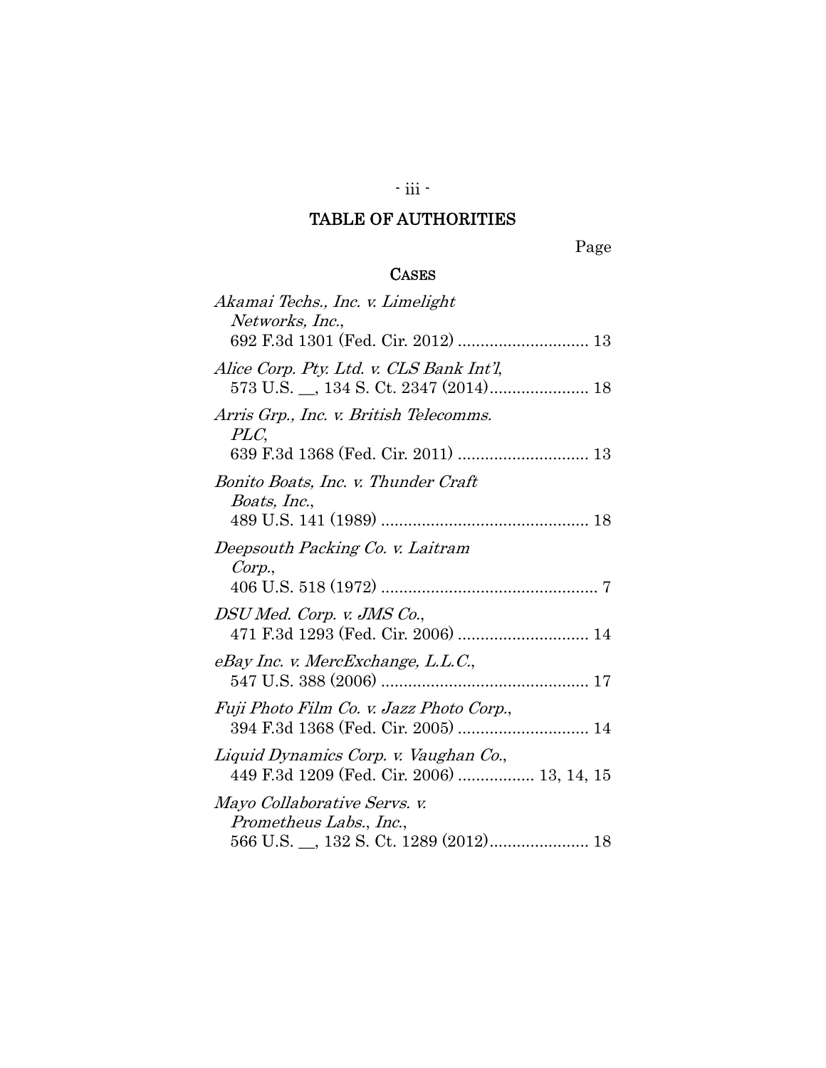# TABLE OF AUTHORITIES

Page

## CASES

*Akamai Techs., Inc. v. Limelight Networks, Inc.*, 692 F.3d 1301 (Fed. Cir. 2012) ............................ 13

*Alice Corp. Pty. Ltd. v. CLS Bank Int'l*, 573 U.S. __, 134 S. Ct. 2347 (2014)...................... 18

*Arris Grp., Inc. v. British Telecomms. PLC*, 639 F.3d 1368 (Fed. Cir. 2011) ............................ 13

*Bonito Boats, Inc. v. Thunder Craft Boats, Inc.*, 489 U.S. 141 (1989) ............................................. 18

*Deepsouth Packing Co. v. Laitram Corp.*, 406 U.S. 518 (1972) ................................................ 7

*DSU Med. Corp. v. JMS Co.*, 471 F.3d 1293 (Fed. Cir. 2006) ............................ 14

*eBay Inc. v. MercExchange, L.L.C.*, 547 U.S. 388 (2006) ............................................. 17

*Fuji Photo Film Co. v. Jazz Photo Corp.*, 394 F.3d 1368 (Fed. Cir. 2005) ............................ 14

*Liquid Dynamics Corp. v. Vaughan Co.*, 449 F.3d 1209 (Fed. Cir. 2006) ................ 13, 14, 15

*Mayo Collaborative Servs. v. Prometheus Labs., Inc.*, 566 U.S. __, 132 S. Ct. 1289 (2012)...................... 18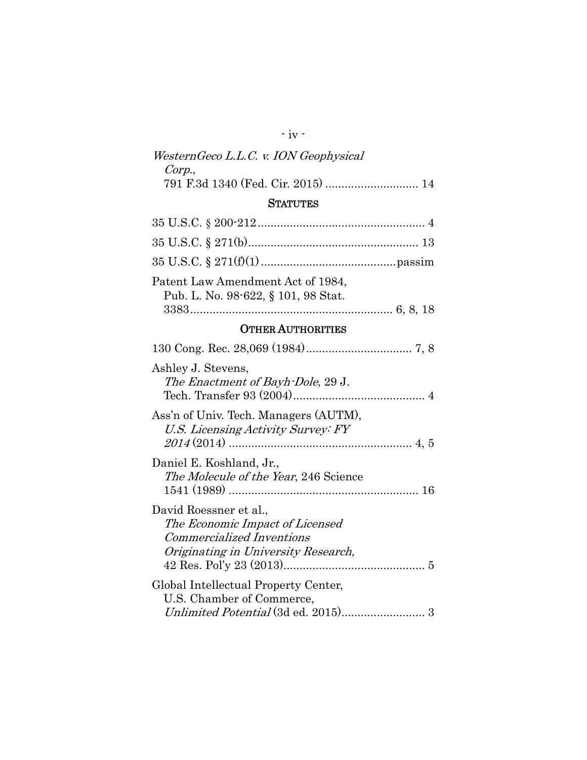*WesternGeco L.L.C. v. ION Geophysical Corp.*, 791 F.3d 1340 (Fed. Cir. 2015) ............................ 14

## STATUTES

35 U.S.C. § 200-212 .................................................... 4

35 U.S.C. § 271(b) ...................................................... 13

35 U.S.C. § 271(f)(1) ..........................................passim

Patent Law Amendment Act of 1984, Pub. L. No. 98-622, § 101, 98 Stat. 3383 ............................................................... 6, 8, 18

## OTHER AUTHORITIES

130 Cong. Rec. 28,069 (1984) ................................. 7, 8

Ashley J. Stevens, *The Enactment of Bayh-Dole*, 29 J. Tech. Transfer 93 (2004) ......................................... 4

Ass'n of Univ. Tech. Managers (AUTM), *U.S. Licensing Activity Survey: FY 2014* (2014) ......................................................... 4, 5

Daniel E. Koshland, Jr., *The Molecule of the Year*, 246 Science 1541 (1989) ........................................................... 16

David Roessner et al., *The Economic Impact of Licensed Commercialized Inventions Originating in University Research,* 42 Res. Pol'y 23 (2013) ............................................ 5

Global Intellectual Property Center, U.S. Chamber of Commerce, *Unlimited Potential* (3d ed. 2015) .......................... 3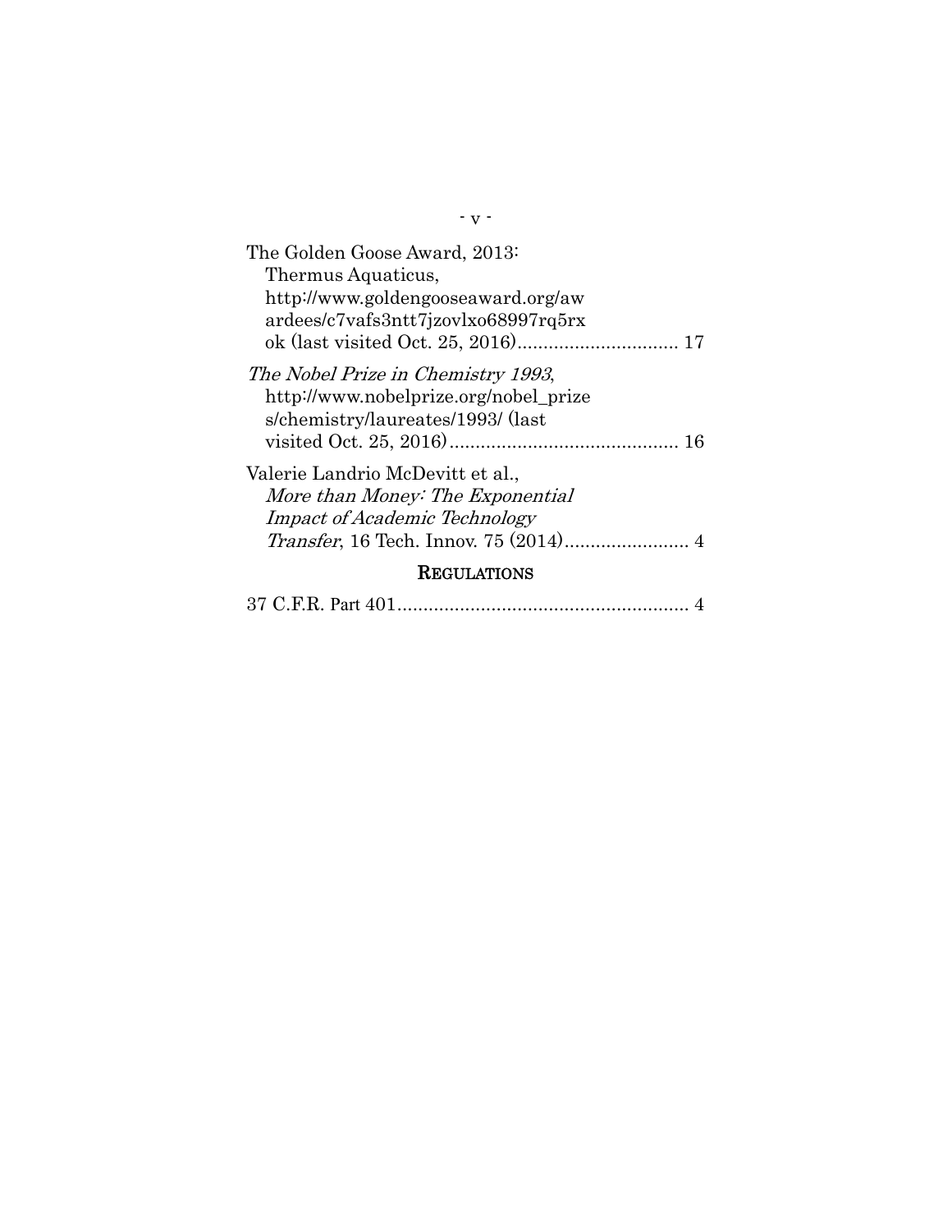The Golden Goose Award, 2013: Thermus Aquaticus, http://www.goldengooseaward.org/awardees/c7vafs3ntt7jzovlxo68997rq5rxok (last visited Oct. 25, 2016) ............................... 17

*The Nobel Prize in Chemistry 1993*, http://www.nobelprize.org/nobel_prizes/chemistry/laureates/1993/ (last visited Oct. 25, 2016) ........................................... 16

Valerie Landrio McDevitt et al., *More than Money: The Exponential Impact of Academic Technology Transfer*, 16 Tech. Innov. 75 (2014) ........................ 4

## REGULATIONS

37 C.F.R. Part 401 ........................................................ 4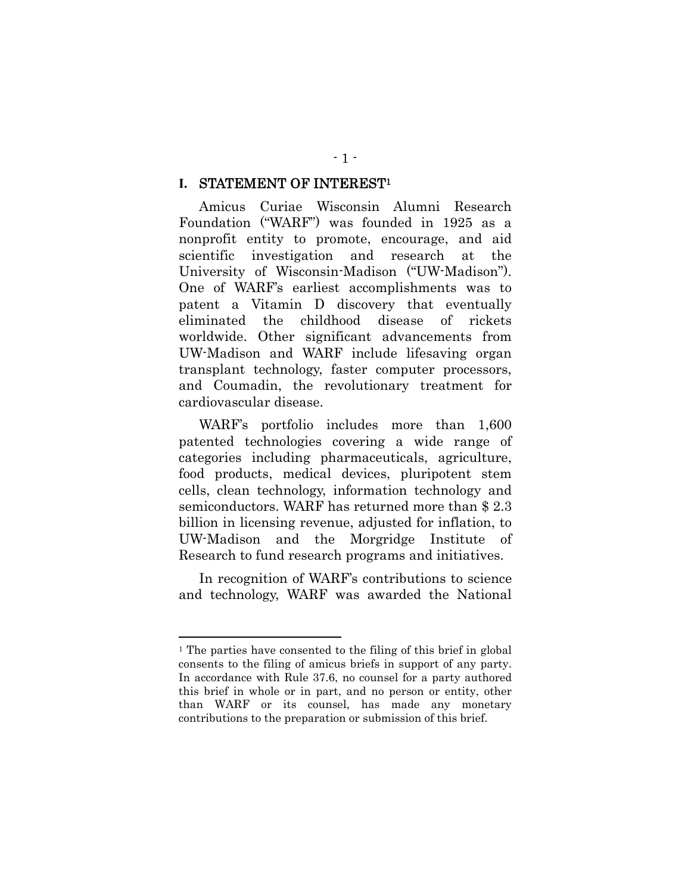## I. STATEMENT OF INTEREST[1]

Amicus Curiae Wisconsin Alumni Research Foundation ("WARF") was founded in 1925 as a nonprofit entity to promote, encourage, and aid scientific investigation and research at the University of Wisconsin-Madison ("UW-Madison"). One of WARF's earliest accomplishments was to patent a Vitamin D discovery that eventually eliminated the childhood disease of rickets worldwide. Other significant advancements from UW-Madison and WARF include lifesaving organ transplant technology, faster computer processors, and Coumadin, the revolutionary treatment for cardiovascular disease.

WARF's portfolio includes more than 1,600 patented technologies covering a wide range of categories including pharmaceuticals, agriculture, food products, medical devices, pluripotent stem cells, clean technology, information technology and semiconductors. WARF has returned more than $ 2.3 billion in licensing revenue, adjusted for inflation, to UW-Madison and the Morgridge Institute of Research to fund research programs and initiatives.

In recognition of WARF's contributions to science and technology, WARF was awarded the National

---

[1] The parties have consented to the filing of this brief in global consents to the filing of amicus briefs in support of any party. In accordance with Rule 37.6, no counsel for a party authored this brief in whole or in part, and no person or entity, other than WARF or its counsel, has made any monetary contributions to the preparation or submission of this brief.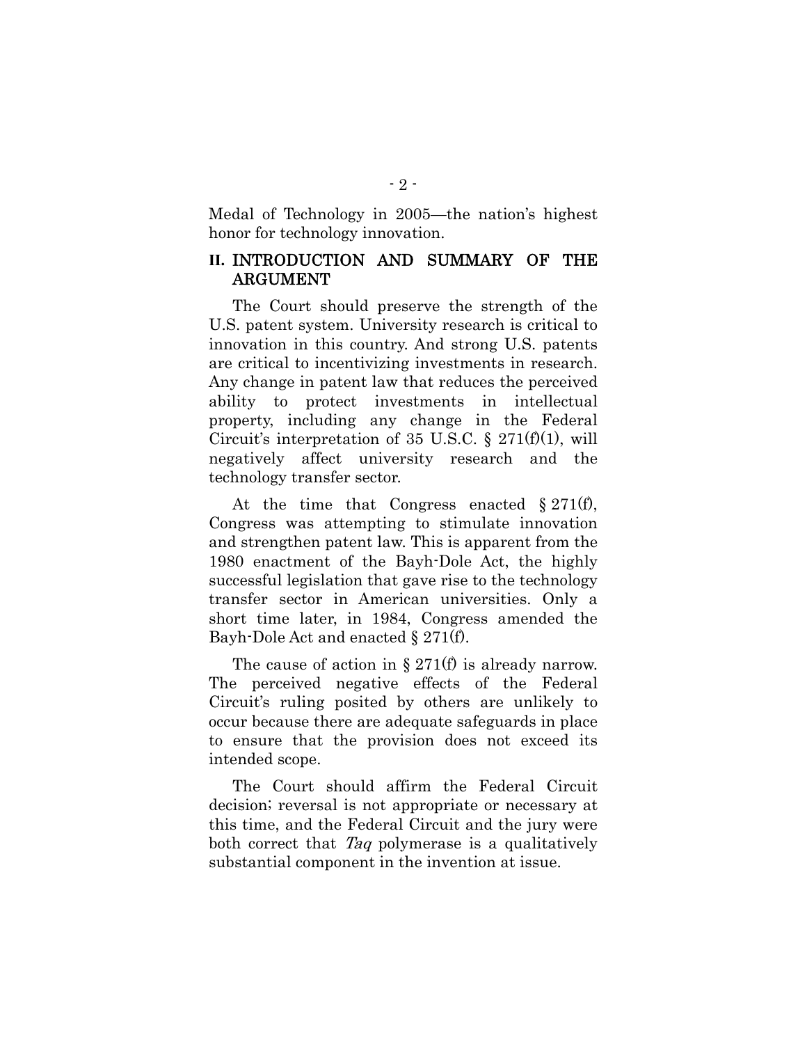Medal of Technology in 2005—the nation's highest honor for technology innovation.

## II. INTRODUCTION AND SUMMARY OF THE ARGUMENT

The Court should preserve the strength of the U.S. patent system. University research is critical to innovation in this country. And strong U.S. patents are critical to incentivizing investments in research. Any change in patent law that reduces the perceived ability to protect investments in intellectual property, including any change in the Federal Circuit's interpretation of 35 U.S.C. § 271(f)(1), will negatively affect university research and the technology transfer sector.

At the time that Congress enacted § 271(f), Congress was attempting to stimulate innovation and strengthen patent law. This is apparent from the 1980 enactment of the Bayh-Dole Act, the highly successful legislation that gave rise to the technology transfer sector in American universities. Only a short time later, in 1984, Congress amended the Bayh-Dole Act and enacted § 271(f).

The cause of action in § 271(f) is already narrow. The perceived negative effects of the Federal Circuit's ruling posited by others are unlikely to occur because there are adequate safeguards in place to ensure that the provision does not exceed its intended scope.

The Court should affirm the Federal Circuit decision; reversal is not appropriate or necessary at this time, and the Federal Circuit and the jury were both correct that *Taq* polymerase is a qualitatively substantial component in the invention at issue.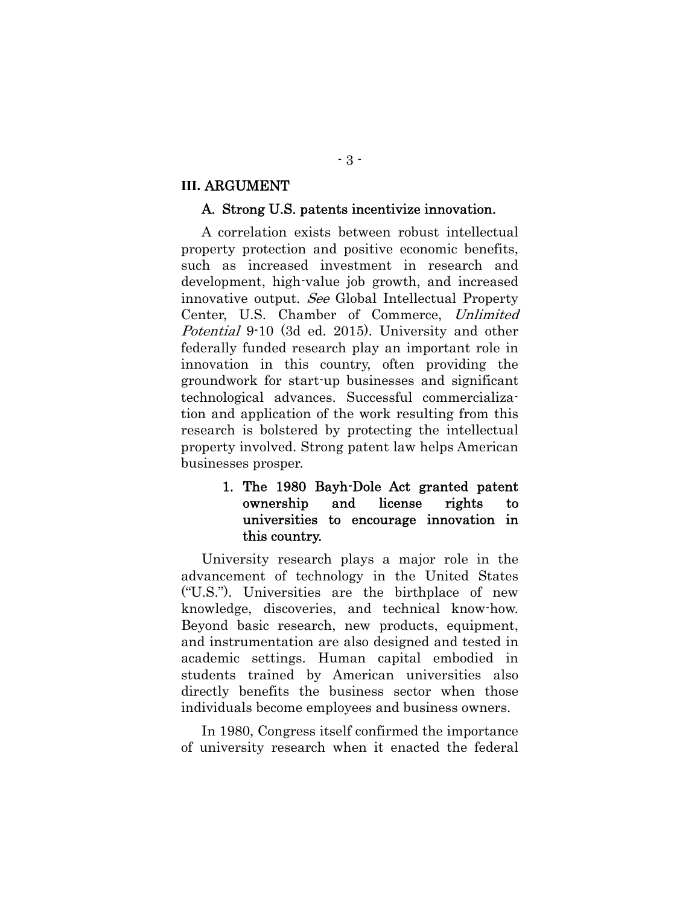## III. ARGUMENT

### A. Strong U.S. patents incentivize innovation.

A correlation exists between robust intellectual property protection and positive economic benefits, such as increased investment in research and development, high-value job growth, and increased innovative output. *See* Global Intellectual Property Center, U.S. Chamber of Commerce, *Unlimited Potential* 9-10 (3d ed. 2015). University and other federally funded research play an important role in innovation in this country, often providing the groundwork for start-up businesses and significant technological advances. Successful commercialization and application of the work resulting from this research is bolstered by protecting the intellectual property involved. Strong patent law helps American businesses prosper.

#### 1. The 1980 Bayh-Dole Act granted patent ownership and license rights to universities to encourage innovation in this country.

University research plays a major role in the advancement of technology in the United States ("U.S."). Universities are the birthplace of new knowledge, discoveries, and technical know-how. Beyond basic research, new products, equipment, and instrumentation are also designed and tested in academic settings. Human capital embodied in students trained by American universities also directly benefits the business sector when those individuals become employees and business owners.

In 1980, Congress itself confirmed the importance of university research when it enacted the federal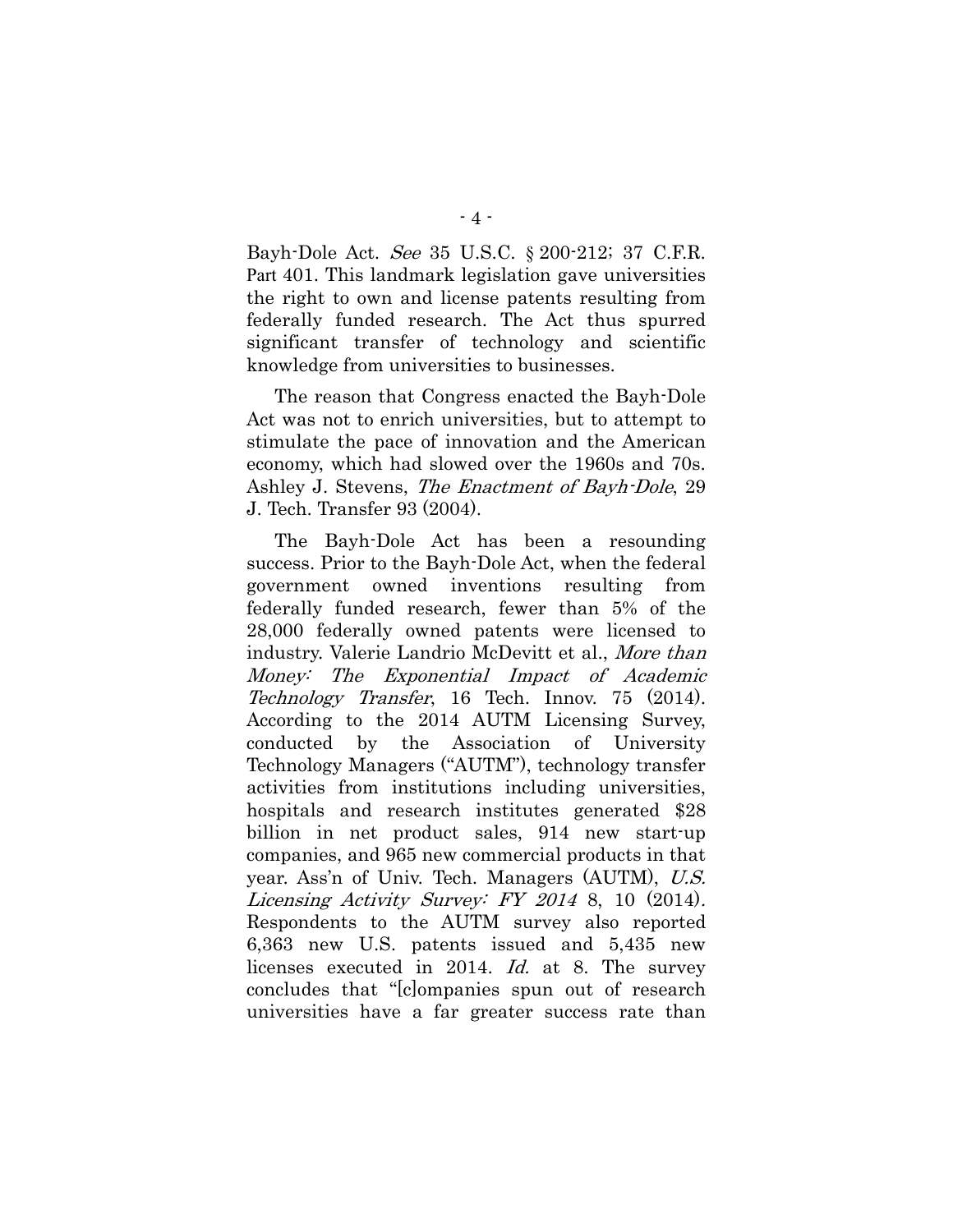Bayh-Dole Act. *See* 35 U.S.C. § 200-212; 37 C.F.R. Part 401. This landmark legislation gave universities the right to own and license patents resulting from federally funded research. The Act thus spurred significant transfer of technology and scientific knowledge from universities to businesses.

The reason that Congress enacted the Bayh-Dole Act was not to enrich universities, but to attempt to stimulate the pace of innovation and the American economy, which had slowed over the 1960s and 70s. Ashley J. Stevens, *The Enactment of Bayh-Dole*, 29 J. Tech. Transfer 93 (2004).

The Bayh-Dole Act has been a resounding success. Prior to the Bayh-Dole Act, when the federal government owned inventions resulting from federally funded research, fewer than 5% of the 28,000 federally owned patents were licensed to industry. Valerie Landrio McDevitt et al., *More than Money: The Exponential Impact of Academic Technology Transfer*, 16 Tech. Innov. 75 (2014). According to the 2014 AUTM Licensing Survey, conducted by the Association of University Technology Managers ("AUTM"), technology transfer activities from institutions including universities, hospitals and research institutes generated $28 billion in net product sales, 914 new start-up companies, and 965 new commercial products in that year. Ass'n of Univ. Tech. Managers (AUTM), *U.S. Licensing Activity Survey: FY 2014* 8, 10 (2014). Respondents to the AUTM survey also reported 6,363 new U.S. patents issued and 5,435 new licenses executed in 2014. *Id.* at 8. The survey concludes that "[c]ompanies spun out of research universities have a far greater success rate than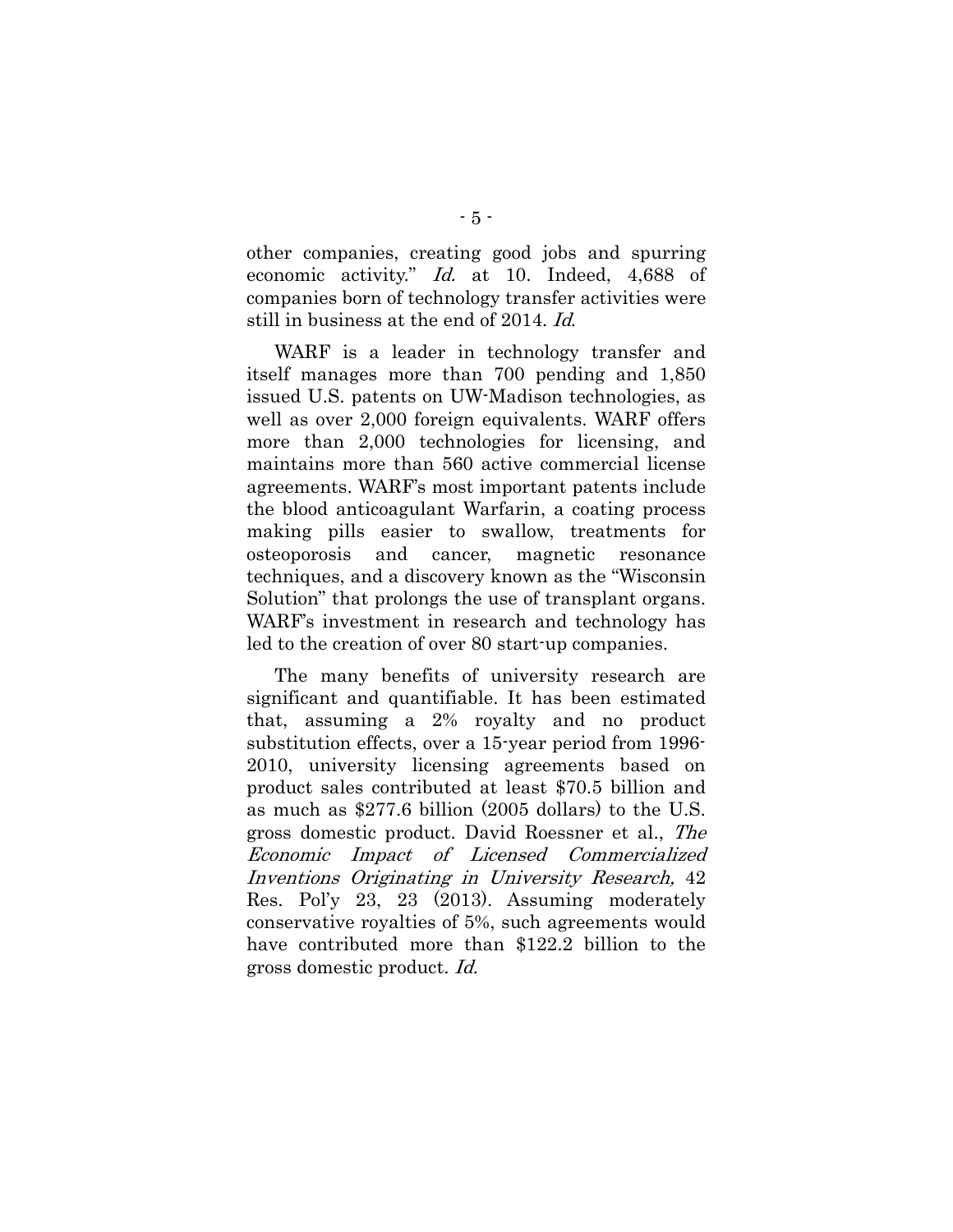other companies, creating good jobs and spurring economic activity." *Id.* at 10. Indeed, 4,688 of companies born of technology transfer activities were still in business at the end of 2014. *Id.*

WARF is a leader in technology transfer and itself manages more than 700 pending and 1,850 issued U.S. patents on UW-Madison technologies, as well as over 2,000 foreign equivalents. WARF offers more than 2,000 technologies for licensing, and maintains more than 560 active commercial license agreements. WARF's most important patents include the blood anticoagulant Warfarin, a coating process making pills easier to swallow, treatments for osteoporosis and cancer, magnetic resonance techniques, and a discovery known as the "Wisconsin Solution" that prolongs the use of transplant organs. WARF's investment in research and technology has led to the creation of over 80 start-up companies.

The many benefits of university research are significant and quantifiable. It has been estimated that, assuming a 2% royalty and no product substitution effects, over a 15-year period from 1996-2010, university licensing agreements based on product sales contributed at least $70.5 billion and as much as $277.6 billion (2005 dollars) to the U.S. gross domestic product. David Roessner et al., *The Economic Impact of Licensed Commercialized Inventions Originating in University Research,* 42 Res. Pol'y 23, 23 (2013). Assuming moderately conservative royalties of 5%, such agreements would have contributed more than $122.2 billion to the gross domestic product. *Id.*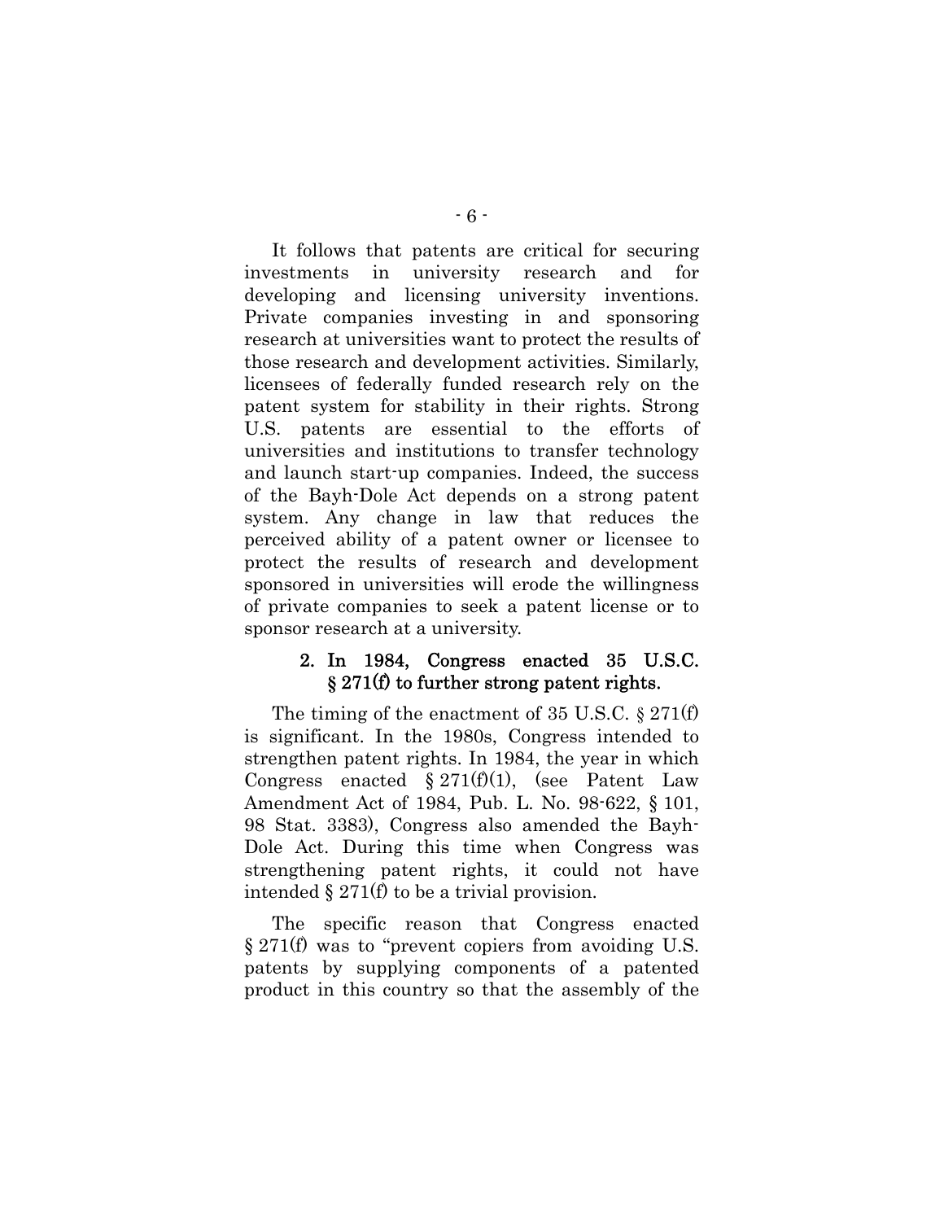It follows that patents are critical for securing investments in university research and for developing and licensing university inventions. Private companies investing in and sponsoring research at universities want to protect the results of those research and development activities. Similarly, licensees of federally funded research rely on the patent system for stability in their rights. Strong U.S. patents are essential to the efforts of universities and institutions to transfer technology and launch start-up companies. Indeed, the success of the Bayh-Dole Act depends on a strong patent system. Any change in law that reduces the perceived ability of a patent owner or licensee to protect the results of research and development sponsored in universities will erode the willingness of private companies to seek a patent license or to sponsor research at a university.

### 2. In 1984, Congress enacted 35 U.S.C. § 271(f) to further strong patent rights.

The timing of the enactment of 35 U.S.C. § 271(f) is significant. In the 1980s, Congress intended to strengthen patent rights. In 1984, the year in which Congress enacted § 271(f)(1), (see Patent Law Amendment Act of 1984, Pub. L. No. 98-622, § 101, 98 Stat. 3383), Congress also amended the Bayh-Dole Act. During this time when Congress was strengthening patent rights, it could not have intended § 271(f) to be a trivial provision.

The specific reason that Congress enacted § 271(f) was to "prevent copiers from avoiding U.S. patents by supplying components of a patented product in this country so that the assembly of the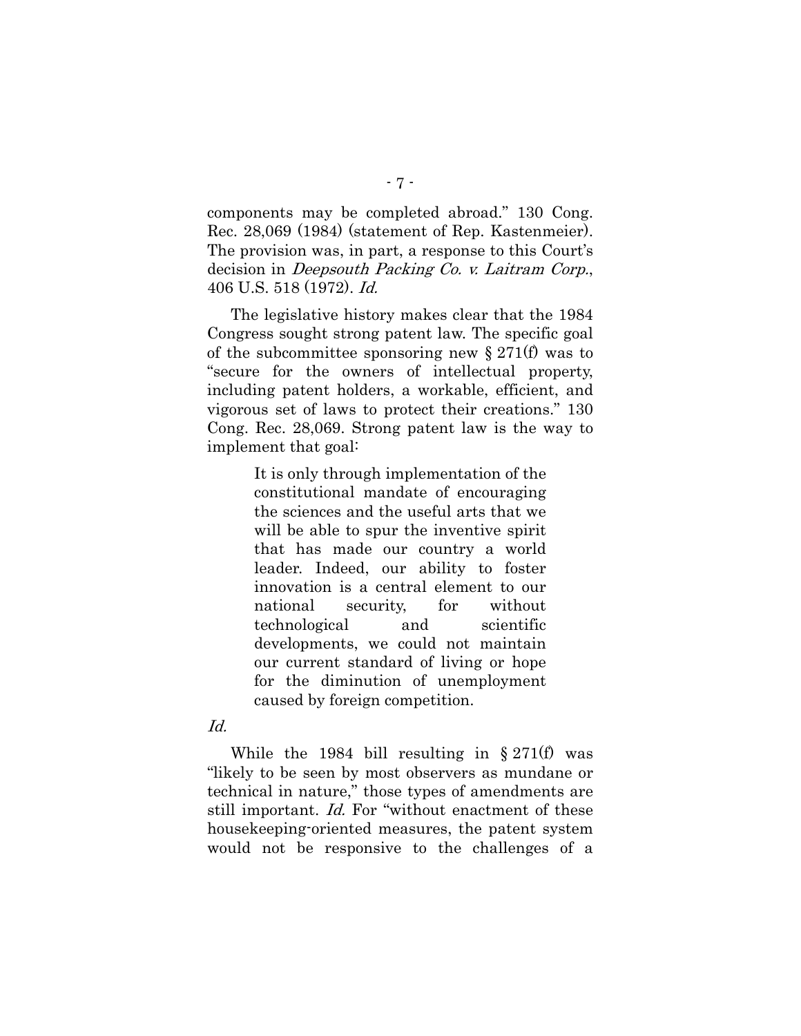components may be completed abroad." 130 Cong. Rec. 28,069 (1984) (statement of Rep. Kastenmeier). The provision was, in part, a response to this Court's decision in *Deepsouth Packing Co. v. Laitram Corp.*, 406 U.S. 518 (1972). *Id.*

The legislative history makes clear that the 1984 Congress sought strong patent law. The specific goal of the subcommittee sponsoring new § 271(f) was to "secure for the owners of intellectual property, including patent holders, a workable, efficient, and vigorous set of laws to protect their creations." 130 Cong. Rec. 28,069. Strong patent law is the way to implement that goal:

> It is only through implementation of the constitutional mandate of encouraging the sciences and the useful arts that we will be able to spur the inventive spirit that has made our country a world leader. Indeed, our ability to foster innovation is a central element to our national security, for without technological and scientific developments, we could not maintain our current standard of living or hope for the diminution of unemployment caused by foreign competition.

*Id.*

While the 1984 bill resulting in § 271(f) was "likely to be seen by most observers as mundane or technical in nature," those types of amendments are still important. *Id.* For "without enactment of these housekeeping-oriented measures, the patent system would not be responsive to the challenges of a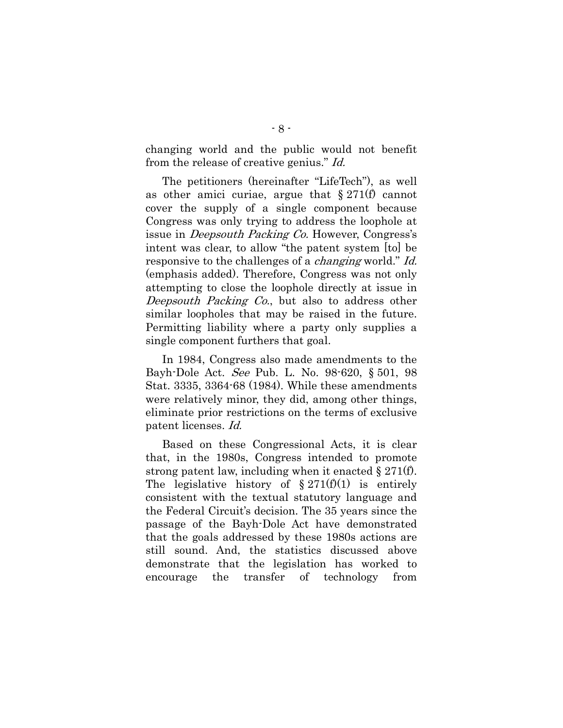changing world and the public would not benefit from the release of creative genius." *Id.*

The petitioners (hereinafter "LifeTech"), as well as other amici curiae, argue that § 271(f) cannot cover the supply of a single component because Congress was only trying to address the loophole at issue in *Deepsouth Packing Co.* However, Congress's intent was clear, to allow "the patent system [to] be responsive to the challenges of a *changing* world." *Id.* (emphasis added). Therefore, Congress was not only attempting to close the loophole directly at issue in *Deepsouth Packing Co.*, but also to address other similar loopholes that may be raised in the future. Permitting liability where a party only supplies a single component furthers that goal.

In 1984, Congress also made amendments to the Bayh-Dole Act. *See* Pub. L. No. 98-620, § 501, 98 Stat. 3335, 3364-68 (1984). While these amendments were relatively minor, they did, among other things, eliminate prior restrictions on the terms of exclusive patent licenses. *Id.*

Based on these Congressional Acts, it is clear that, in the 1980s, Congress intended to promote strong patent law, including when it enacted § 271(f). The legislative history of § 271(f)(1) is entirely consistent with the textual statutory language and the Federal Circuit's decision. The 35 years since the passage of the Bayh-Dole Act have demonstrated that the goals addressed by these 1980s actions are still sound. And, the statistics discussed above demonstrate that the legislation has worked to encourage the transfer of technology from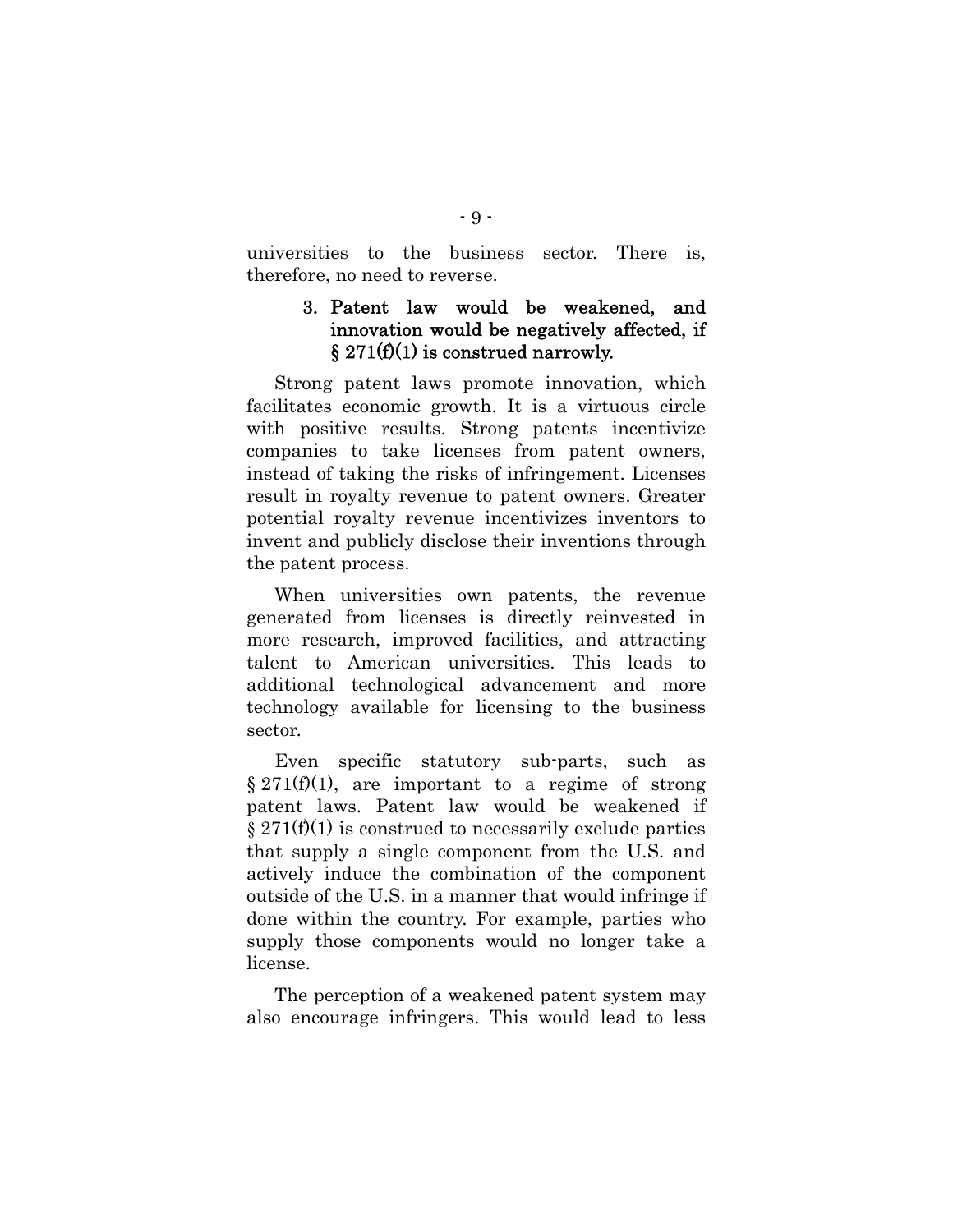universities to the business sector. There is, therefore, no need to reverse.

### 3. Patent law would be weakened, and innovation would be negatively affected, if § 271(f)(1) is construed narrowly.

Strong patent laws promote innovation, which facilitates economic growth. It is a virtuous circle with positive results. Strong patents incentivize companies to take licenses from patent owners, instead of taking the risks of infringement. Licenses result in royalty revenue to patent owners. Greater potential royalty revenue incentivizes inventors to invent and publicly disclose their inventions through the patent process.

When universities own patents, the revenue generated from licenses is directly reinvested in more research, improved facilities, and attracting talent to American universities. This leads to additional technological advancement and more technology available for licensing to the business sector.

Even specific statutory sub-parts, such as § 271(f)(1), are important to a regime of strong patent laws. Patent law would be weakened if § 271(f)(1) is construed to necessarily exclude parties that supply a single component from the U.S. and actively induce the combination of the component outside of the U.S. in a manner that would infringe if done within the country. For example, parties who supply those components would no longer take a license.

The perception of a weakened patent system may also encourage infringers. This would lead to less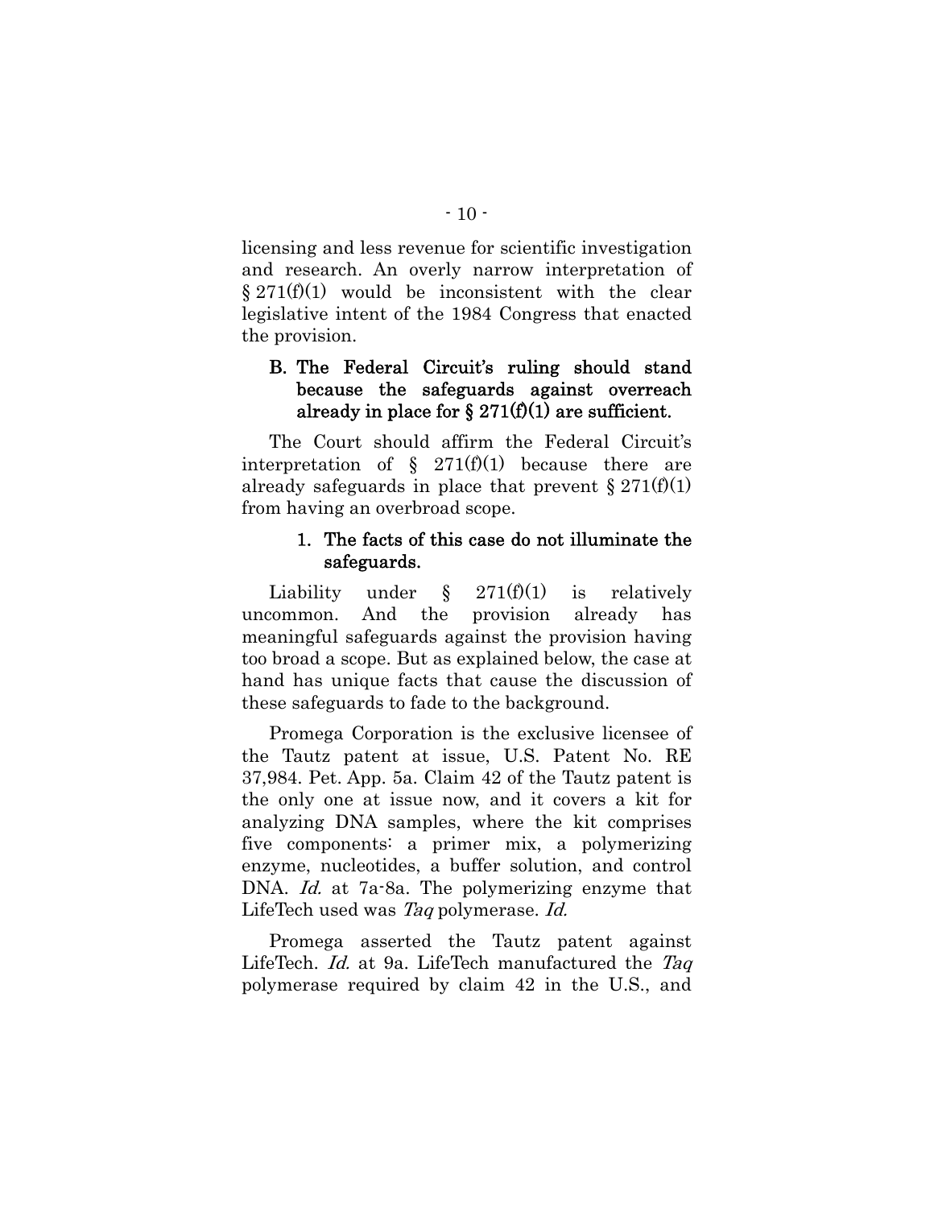licensing and less revenue for scientific investigation and research. An overly narrow interpretation of § 271(f)(1) would be inconsistent with the clear legislative intent of the 1984 Congress that enacted the provision.

### B. The Federal Circuit's ruling should stand because the safeguards against overreach already in place for § 271(f)(1) are sufficient.

The Court should affirm the Federal Circuit's interpretation of § 271(f)(1) because there are already safeguards in place that prevent § 271(f)(1) from having an overbroad scope.

#### 1. The facts of this case do not illuminate the safeguards.

Liability under § 271(f)(1) is relatively uncommon. And the provision already has meaningful safeguards against the provision having too broad a scope. But as explained below, the case at hand has unique facts that cause the discussion of these safeguards to fade to the background.

Promega Corporation is the exclusive licensee of the Tautz patent at issue, U.S. Patent No. RE 37,984. Pet. App. 5a. Claim 42 of the Tautz patent is the only one at issue now, and it covers a kit for analyzing DNA samples, where the kit comprises five components: a primer mix, a polymerizing enzyme, nucleotides, a buffer solution, and control DNA. *Id.* at 7a-8a. The polymerizing enzyme that LifeTech used was *Taq* polymerase. *Id.*

Promega asserted the Tautz patent against LifeTech. *Id.* at 9a. LifeTech manufactured the *Taq* polymerase required by claim 42 in the U.S., and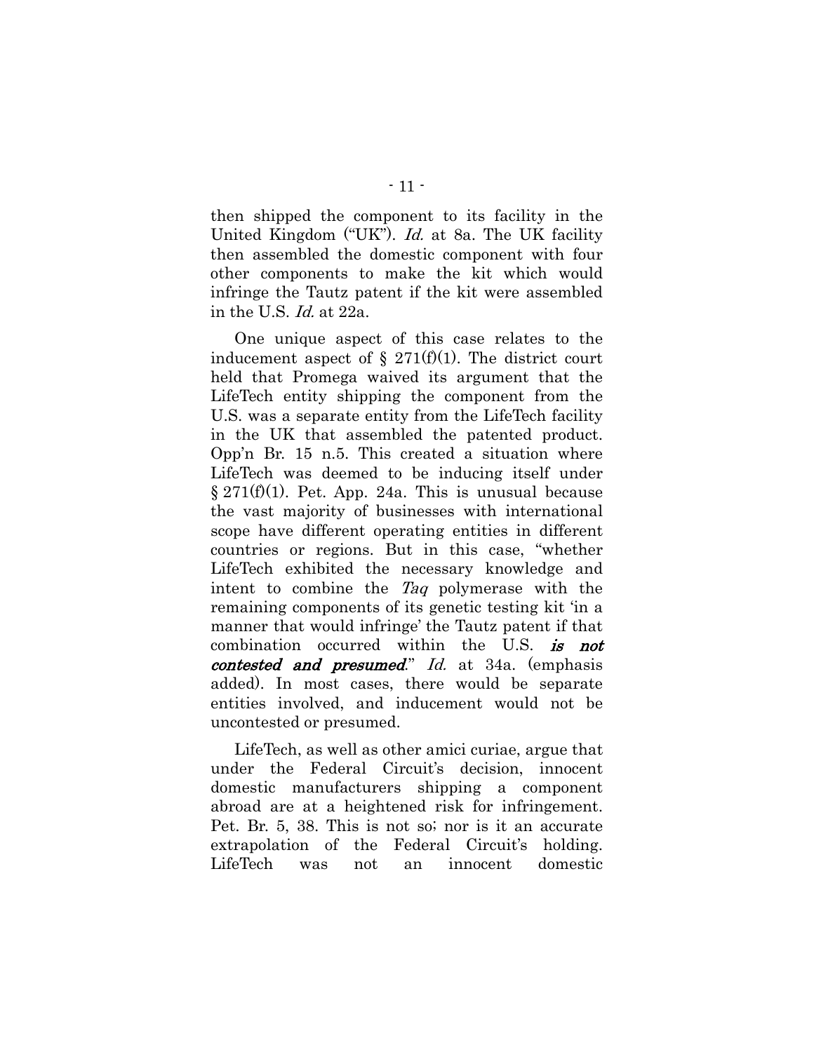then shipped the component to its facility in the United Kingdom ("UK"). *Id.* at 8a. The UK facility then assembled the domestic component with four other components to make the kit which would infringe the Tautz patent if the kit were assembled in the U.S. *Id.* at 22a.

One unique aspect of this case relates to the inducement aspect of § 271(f)(1). The district court held that Promega waived its argument that the LifeTech entity shipping the component from the U.S. was a separate entity from the LifeTech facility in the UK that assembled the patented product. Opp'n Br. 15 n.5. This created a situation where LifeTech was deemed to be inducing itself under § 271(f)(1). Pet. App. 24a. This is unusual because the vast majority of businesses with international scope have different operating entities in different countries or regions. But in this case, "whether LifeTech exhibited the necessary knowledge and intent to combine the *Taq* polymerase with the remaining components of its genetic testing kit 'in a manner that would infringe' the Tautz patent if that combination occurred within the U.S. ***is not contested and presumed***." *Id.* at 34a. (emphasis added). In most cases, there would be separate entities involved, and inducement would not be uncontested or presumed.

LifeTech, as well as other amici curiae, argue that under the Federal Circuit's decision, innocent domestic manufacturers shipping a component abroad are at a heightened risk for infringement. Pet. Br. 5, 38. This is not so; nor is it an accurate extrapolation of the Federal Circuit's holding. LifeTech was not an innocent domestic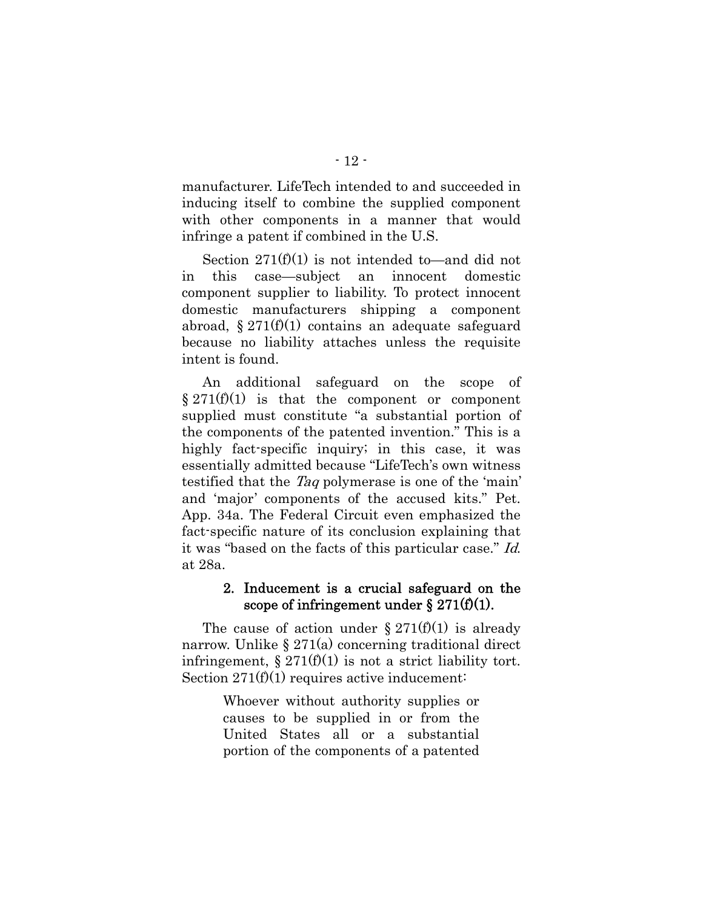manufacturer. LifeTech intended to and succeeded in inducing itself to combine the supplied component with other components in a manner that would infringe a patent if combined in the U.S.

Section 271(f)(1) is not intended to—and did not in this case—subject an innocent domestic component supplier to liability. To protect innocent domestic manufacturers shipping a component abroad, § 271(f)(1) contains an adequate safeguard because no liability attaches unless the requisite intent is found.

An additional safeguard on the scope of § 271(f)(1) is that the component or component supplied must constitute "a substantial portion of the components of the patented invention." This is a highly fact-specific inquiry; in this case, it was essentially admitted because "LifeTech's own witness testified that the *Taq* polymerase is one of the 'main' and 'major' components of the accused kits." Pet. App. 34a. The Federal Circuit even emphasized the fact-specific nature of its conclusion explaining that it was "based on the facts of this particular case." *Id.* at 28a.

### 2. Inducement is a crucial safeguard on the scope of infringement under § 271(f)(1).

The cause of action under § 271(f)(1) is already narrow. Unlike § 271(a) concerning traditional direct infringement, § 271(f)(1) is not a strict liability tort. Section 271(f)(1) requires active inducement:

> Whoever without authority supplies or causes to be supplied in or from the United States all or a substantial portion of the components of a patented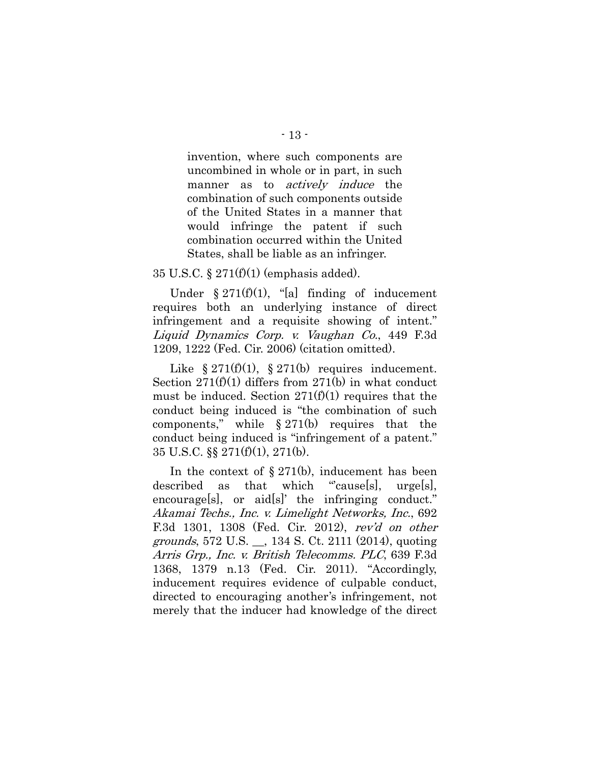> invention, where such components are uncombined in whole or in part, in such manner as to *actively induce* the combination of such components outside of the United States in a manner that would infringe the patent if such combination occurred within the United States, shall be liable as an infringer.

35 U.S.C. § 271(f)(1) (emphasis added).

Under § 271(f)(1), "[a] finding of inducement requires both an underlying instance of direct infringement and a requisite showing of intent." *Liquid Dynamics Corp. v. Vaughan Co.*, 449 F.3d 1209, 1222 (Fed. Cir. 2006) (citation omitted).

Like § 271(f)(1), § 271(b) requires inducement. Section 271(f)(1) differs from 271(b) in what conduct must be induced. Section 271(f)(1) requires that the conduct being induced is "the combination of such components," while § 271(b) requires that the conduct being induced is "infringement of a patent." 35 U.S.C. §§ 271(f)(1), 271(b).

In the context of § 271(b), inducement has been described as that which "'cause[s], urge[s], encourage[s], or aid[s]' the infringing conduct." *Akamai Techs., Inc. v. Limelight Networks, Inc.*, 692 F.3d 1301, 1308 (Fed. Cir. 2012), *rev'd on other grounds*, 572 U.S. __, 134 S. Ct. 2111 (2014), quoting *Arris Grp., Inc. v. British Telecomms. PLC*, 639 F.3d 1368, 1379 n.13 (Fed. Cir. 2011). "Accordingly, inducement requires evidence of culpable conduct, directed to encouraging another's infringement, not merely that the inducer had knowledge of the direct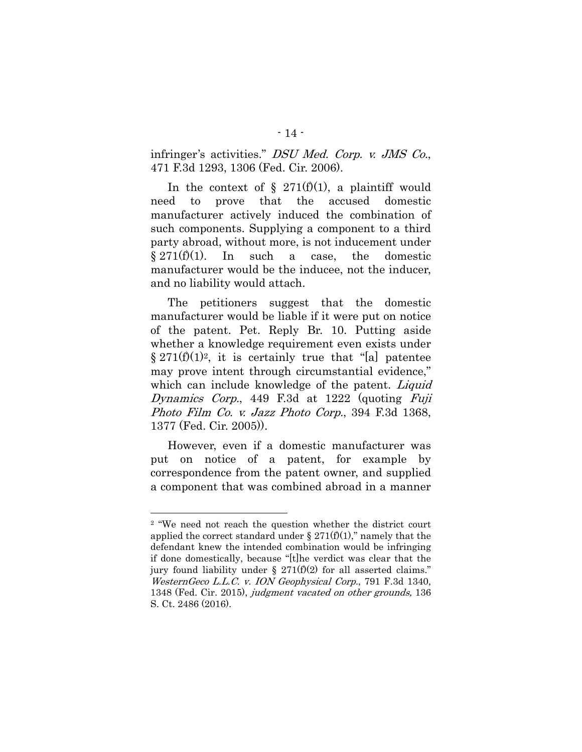infringer's activities." *DSU Med. Corp. v. JMS Co.*, 471 F.3d 1293, 1306 (Fed. Cir. 2006).

In the context of § 271(f)(1), a plaintiff would need to prove that the accused domestic manufacturer actively induced the combination of such components. Supplying a component to a third party abroad, without more, is not inducement under § 271(f)(1). In such a case, the domestic manufacturer would be the inducee, not the inducer, and no liability would attach.

The petitioners suggest that the domestic manufacturer would be liable if it were put on notice of the patent. Pet. Reply Br. 10. Putting aside whether a knowledge requirement even exists under § 271(f)(1)[2], it is certainly true that "[a] patentee may prove intent through circumstantial evidence," which can include knowledge of the patent. *Liquid Dynamics Corp.*, 449 F.3d at 1222 (quoting *Fuji Photo Film Co. v. Jazz Photo Corp.*, 394 F.3d 1368, 1377 (Fed. Cir. 2005)).

However, even if a domestic manufacturer was put on notice of a patent, for example by correspondence from the patent owner, and supplied a component that was combined abroad in a manner

---

[2] "We need not reach the question whether the district court applied the correct standard under § 271(f)(1)," namely that the defendant knew the intended combination would be infringing if done domestically, because "[t]he verdict was clear that the jury found liability under § 271(f)(2) for all asserted claims." *WesternGeco L.L.C. v. ION Geophysical Corp.*, 791 F.3d 1340, 1348 (Fed. Cir. 2015), *judgment vacated on other grounds,* 136 S. Ct. 2486 (2016).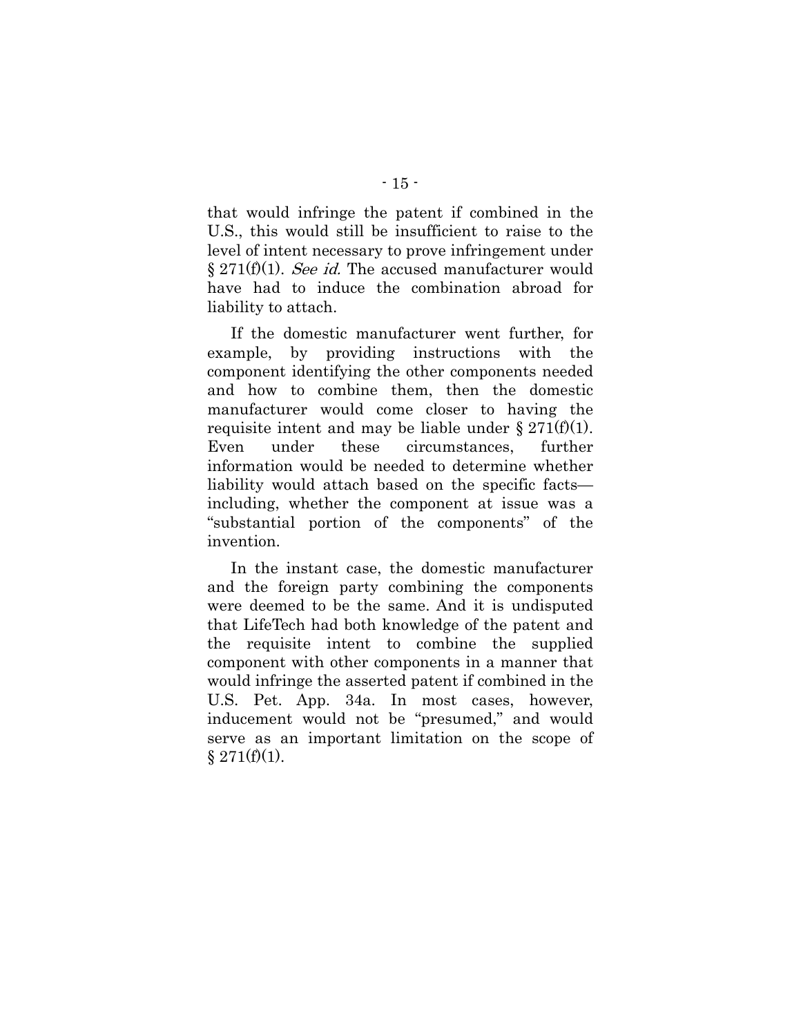that would infringe the patent if combined in the U.S., this would still be insufficient to raise to the level of intent necessary to prove infringement under § 271(f)(1). *See id.* The accused manufacturer would have had to induce the combination abroad for liability to attach.

If the domestic manufacturer went further, for example, by providing instructions with the component identifying the other components needed and how to combine them, then the domestic manufacturer would come closer to having the requisite intent and may be liable under § 271(f)(1). Even under these circumstances, further information would be needed to determine whether liability would attach based on the specific facts—including, whether the component at issue was a "substantial portion of the components" of the invention.

In the instant case, the domestic manufacturer and the foreign party combining the components were deemed to be the same. And it is undisputed that LifeTech had both knowledge of the patent and the requisite intent to combine the supplied component with other components in a manner that would infringe the asserted patent if combined in the U.S. Pet. App. 34a. In most cases, however, inducement would not be "presumed," and would serve as an important limitation on the scope of § 271(f)(1).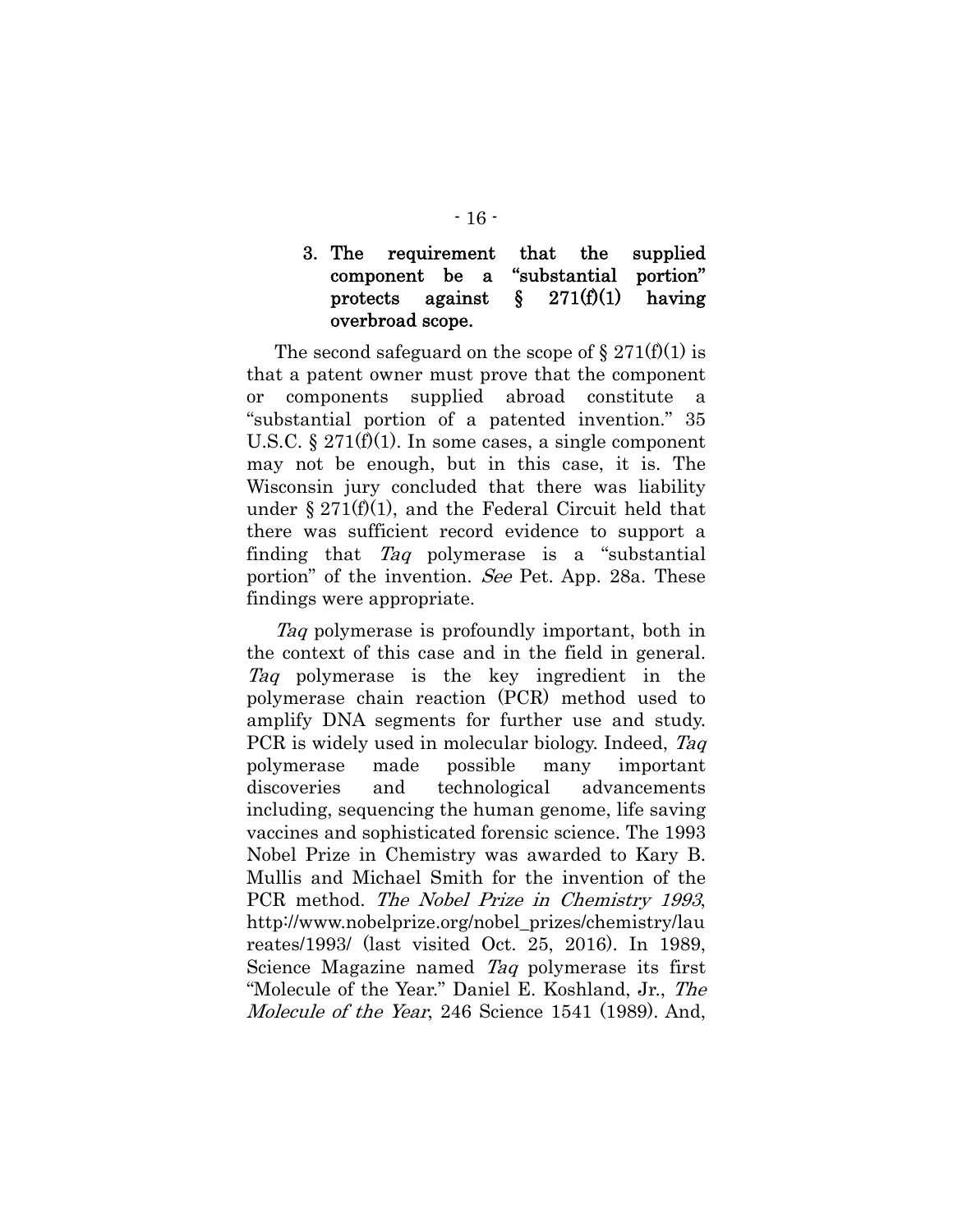### 3. The requirement that the supplied component be a "substantial portion" protects against § 271(f)(1) having overbroad scope.

The second safeguard on the scope of § 271(f)(1) is that a patent owner must prove that the component or components supplied abroad constitute a "substantial portion of a patented invention." 35 U.S.C. § 271(f)(1). In some cases, a single component may not be enough, but in this case, it is. The Wisconsin jury concluded that there was liability under § 271(f)(1), and the Federal Circuit held that there was sufficient record evidence to support a finding that *Taq* polymerase is a "substantial portion" of the invention. *See* Pet. App. 28a. These findings were appropriate.

*Taq* polymerase is profoundly important, both in the context of this case and in the field in general. *Taq* polymerase is the key ingredient in the polymerase chain reaction (PCR) method used to amplify DNA segments for further use and study. PCR is widely used in molecular biology. Indeed, *Taq* polymerase made possible many important discoveries and technological advancements including, sequencing the human genome, life saving vaccines and sophisticated forensic science. The 1993 Nobel Prize in Chemistry was awarded to Kary B. Mullis and Michael Smith for the invention of the PCR method. *The Nobel Prize in Chemistry 1993*, http://www.nobelprize.org/nobel_prizes/chemistry/laureates/1993/ (last visited Oct. 25, 2016). In 1989, Science Magazine named *Taq* polymerase its first "Molecule of the Year." Daniel E. Koshland, Jr., *The Molecule of the Year*, 246 Science 1541 (1989). And,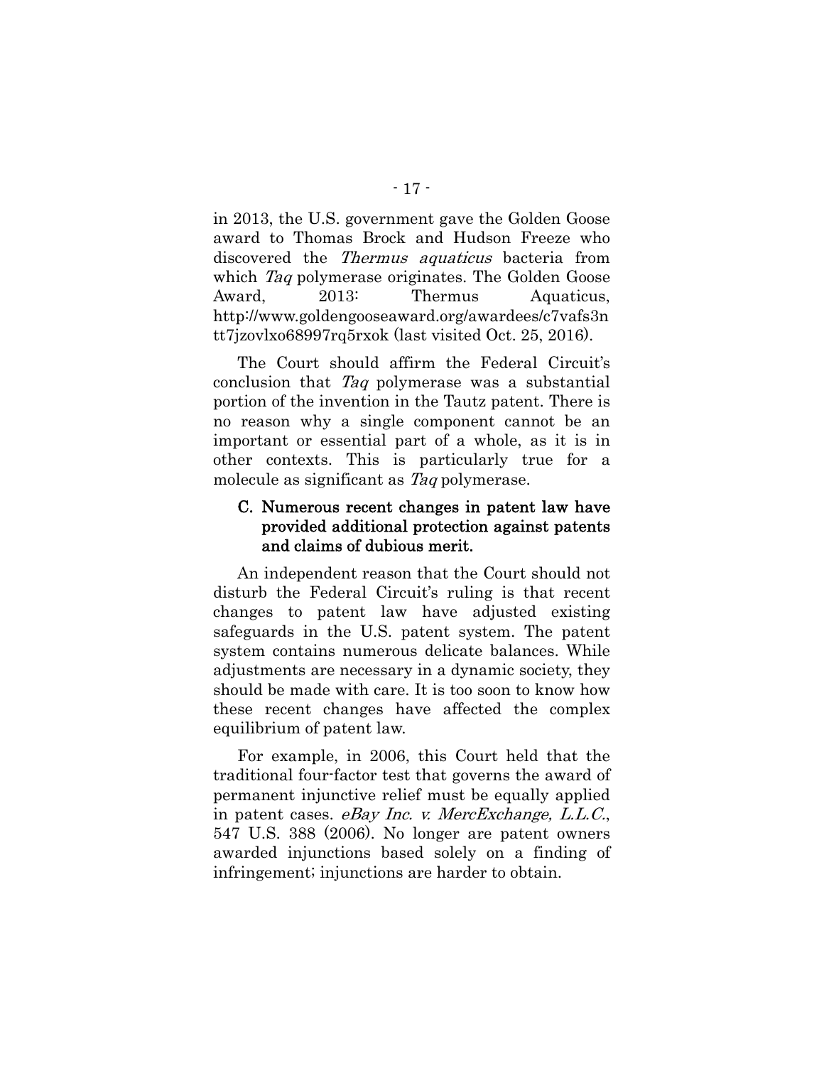in 2013, the U.S. government gave the Golden Goose award to Thomas Brock and Hudson Freeze who discovered the *Thermus aquaticus* bacteria from which *Taq* polymerase originates. The Golden Goose Award, 2013: Thermus Aquaticus, http://www.goldengooseaward.org/awardees/c7vafs3ntt7jzovlxo68997rq5rxok (last visited Oct. 25, 2016).

The Court should affirm the Federal Circuit's conclusion that *Taq* polymerase was a substantial portion of the invention in the Tautz patent. There is no reason why a single component cannot be an important or essential part of a whole, as it is in other contexts. This is particularly true for a molecule as significant as *Taq* polymerase.

### C. Numerous recent changes in patent law have provided additional protection against patents and claims of dubious merit.

An independent reason that the Court should not disturb the Federal Circuit's ruling is that recent changes to patent law have adjusted existing safeguards in the U.S. patent system. The patent system contains numerous delicate balances. While adjustments are necessary in a dynamic society, they should be made with care. It is too soon to know how these recent changes have affected the complex equilibrium of patent law.

For example, in 2006, this Court held that the traditional four-factor test that governs the award of permanent injunctive relief must be equally applied in patent cases. *eBay Inc. v. MercExchange, L.L.C.*, 547 U.S. 388 (2006). No longer are patent owners awarded injunctions based solely on a finding of infringement; injunctions are harder to obtain.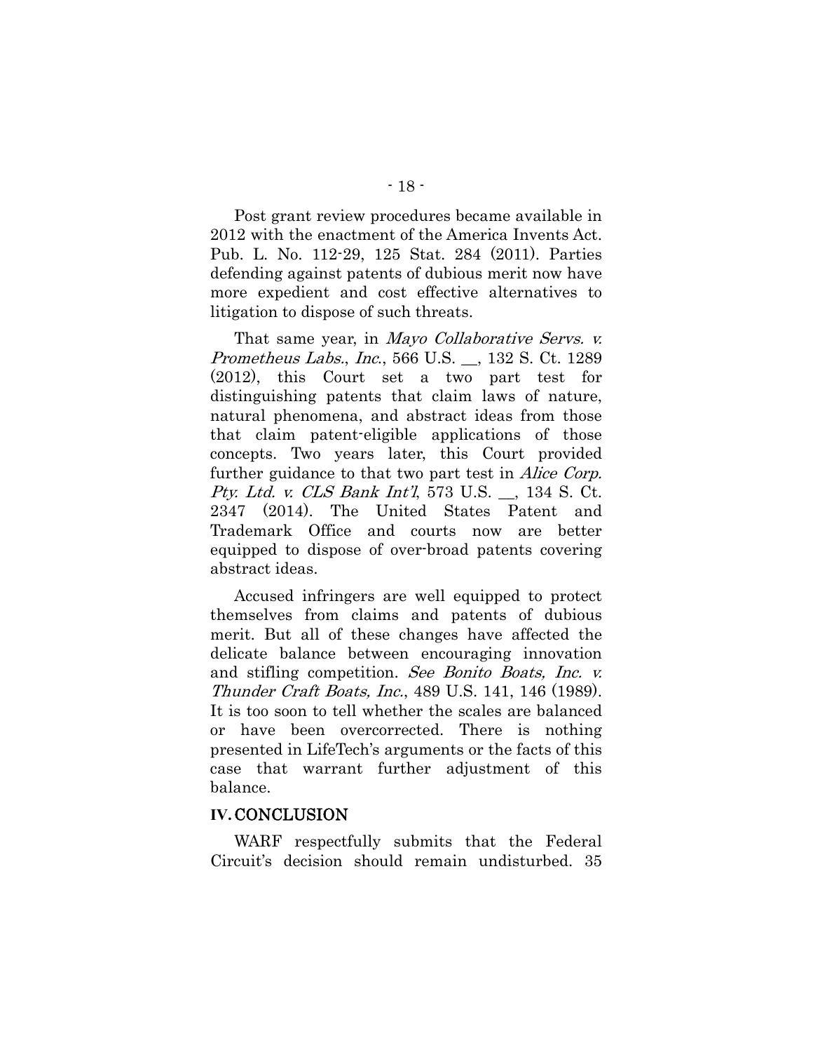Post grant review procedures became available in 2012 with the enactment of the America Invents Act. Pub. L. No. 112-29, 125 Stat. 284 (2011). Parties defending against patents of dubious merit now have more expedient and cost effective alternatives to litigation to dispose of such threats.

That same year, in *Mayo Collaborative Servs. v. Prometheus Labs., Inc.*, 566 U.S. __, 132 S. Ct. 1289 (2012), this Court set a two part test for distinguishing patents that claim laws of nature, natural phenomena, and abstract ideas from those that claim patent-eligible applications of those concepts. Two years later, this Court provided further guidance to that two part test in *Alice Corp. Pty. Ltd. v. CLS Bank Int'l*, 573 U.S. __, 134 S. Ct. 2347 (2014). The United States Patent and Trademark Office and courts now are better equipped to dispose of over-broad patents covering abstract ideas.

Accused infringers are well equipped to protect themselves from claims and patents of dubious merit. But all of these changes have affected the delicate balance between encouraging innovation and stifling competition. *See Bonito Boats, Inc. v. Thunder Craft Boats, Inc.*, 489 U.S. 141, 146 (1989). It is too soon to tell whether the scales are balanced or have been overcorrected. There is nothing presented in LifeTech's arguments or the facts of this case that warrant further adjustment of this balance.

## IV. CONCLUSION

WARF respectfully submits that the Federal Circuit's decision should remain undisturbed. 35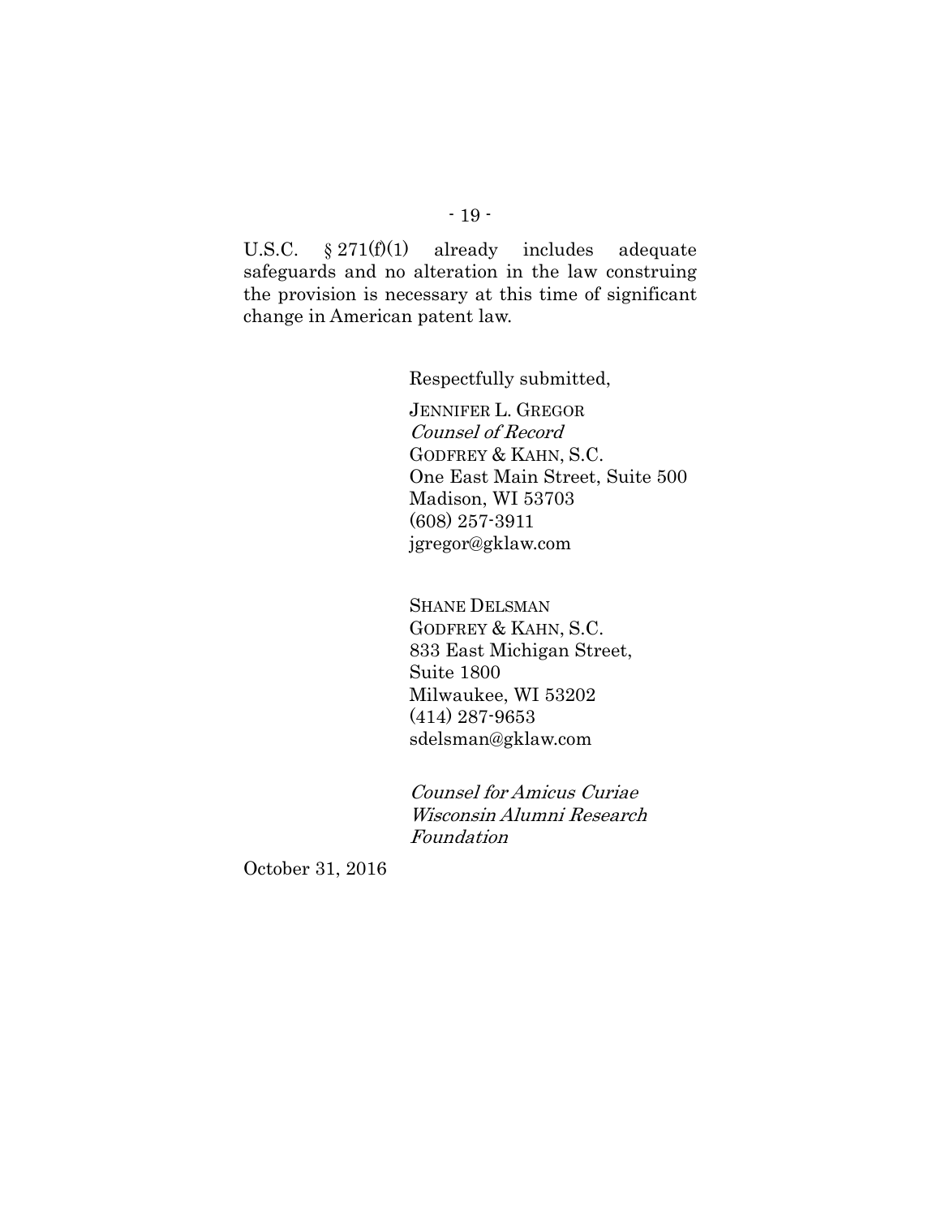U.S.C. § 271(f)(1) already includes adequate safeguards and no alteration in the law construing the provision is necessary at this time of significant change in American patent law.

Respectfully submitted,

JENNIFER L. GREGOR
*Counsel of Record*
GODFREY & KAHN, S.C.
One East Main Street, Suite 500
Madison, WI 53703
(608) 257-3911
jgregor@gklaw.com

SHANE DELSMAN
GODFREY & KAHN, S.C.
833 East Michigan Street,
Suite 1800
Milwaukee, WI 53202
(414) 287-9653
sdelsman@gklaw.com

*Counsel for Amicus Curiae Wisconsin Alumni Research Foundation*

October 31, 2016